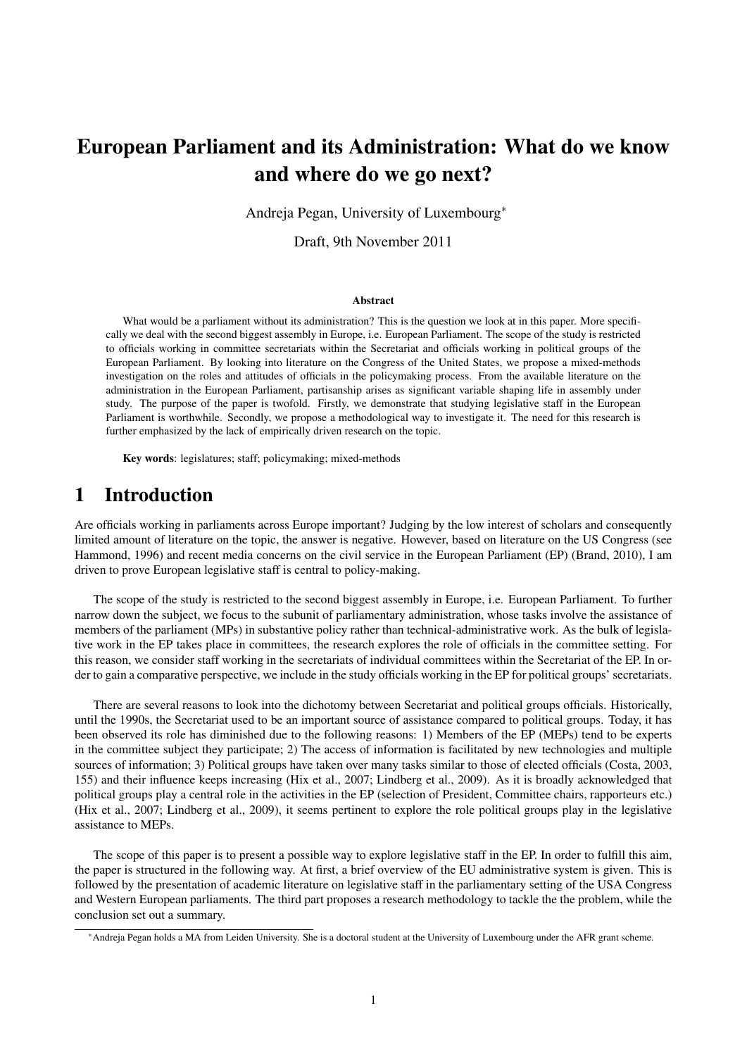# European Parliament and its Administration: What do we know and where do we go next?

Andreja Pegan, University of Luxembourg*

Draft, 9th November 2011

#### Abstract

What would be a parliament without its administration? This is the question we look at in this paper. More specifically we deal with the second biggest assembly in Europe, i.e. European Parliament. The scope of the study is restricted to officials working in committee secretariats within the Secretariat and officials working in political groups of the European Parliament. By looking into literature on the Congress of the United States, we propose a mixed-methods investigation on the roles and attitudes of officials in the policymaking process. From the available literature on the administration in the European Parliament, partisanship arises as significant variable shaping life in assembly under study. The purpose of the paper is twofold. Firstly, we demonstrate that studying legislative staff in the European Parliament is worthwhile. Secondly, we propose a methodological way to investigate it. The need for this research is further emphasized by the lack of empirically driven research on the topic.

**Key words**: legislatures; staff; policymaking; mixed-methods

# 1 Introduction

Are officials working in parliaments across Europe important? Judging by the low interest of scholars and consequently limited amount of literature on the topic, the answer is negative. However, based on literature on the US Congress (see Hammond, 1996) and recent media concerns on the civil service in the European Parliament (EP) (Brand, 2010), I am driven to prove European legislative staff is central to policy-making.

The scope of the study is restricted to the second biggest assembly in Europe, i.e. European Parliament. To further narrow down the subject, we focus to the subunit of parliamentary administration, whose tasks involve the assistance of members of the parliament (MPs) in substantive policy rather than technical-administrative work. As the bulk of legislative work in the EP takes place in committees, the research explores the role of officials in the committee setting. For this reason, we consider staff working in the secretariats of individual committees within the Secretariat of the EP. In order to gain a comparative perspective, we include in the study officials working in the EP for political groups' secretariats.

There are several reasons to look into the dichotomy between Secretariat and political groups officials. Historically, until the 1990s, the Secretariat used to be an important source of assistance compared to political groups. Today, it has been observed its role has diminished due to the following reasons: 1) Members of the EP (MEPs) tend to be experts in the committee subject they participate; 2) The access of information is facilitated by new technologies and multiple sources of information; 3) Political groups have taken over many tasks similar to those of elected officials (Costa, 2003, 155) and their influence keeps increasing (Hix et al., 2007; Lindberg et al., 2009). As it is broadly acknowledged that political groups play a central role in the activities in the EP (selection of President, Committee chairs, rapporteurs etc.) (Hix et al., 2007; Lindberg et al., 2009), it seems pertinent to explore the role political groups play in the legislative assistance to MEPs.

The scope of this paper is to present a possible way to explore legislative staff in the EP. In order to fulfill this aim, the paper is structured in the following way. At first, a brief overview of the EU administrative system is given. This is followed by the presentation of academic literature on legislative staff in the parliamentary setting of the USA Congress and Western European parliaments. The third part proposes a research methodology to tackle the the problem, while the conclusion set out a summary.

*Andreja Pegan holds a MA from Leiden University. She is a doctoral student at the University of Luxembourg under the AFR grant scheme.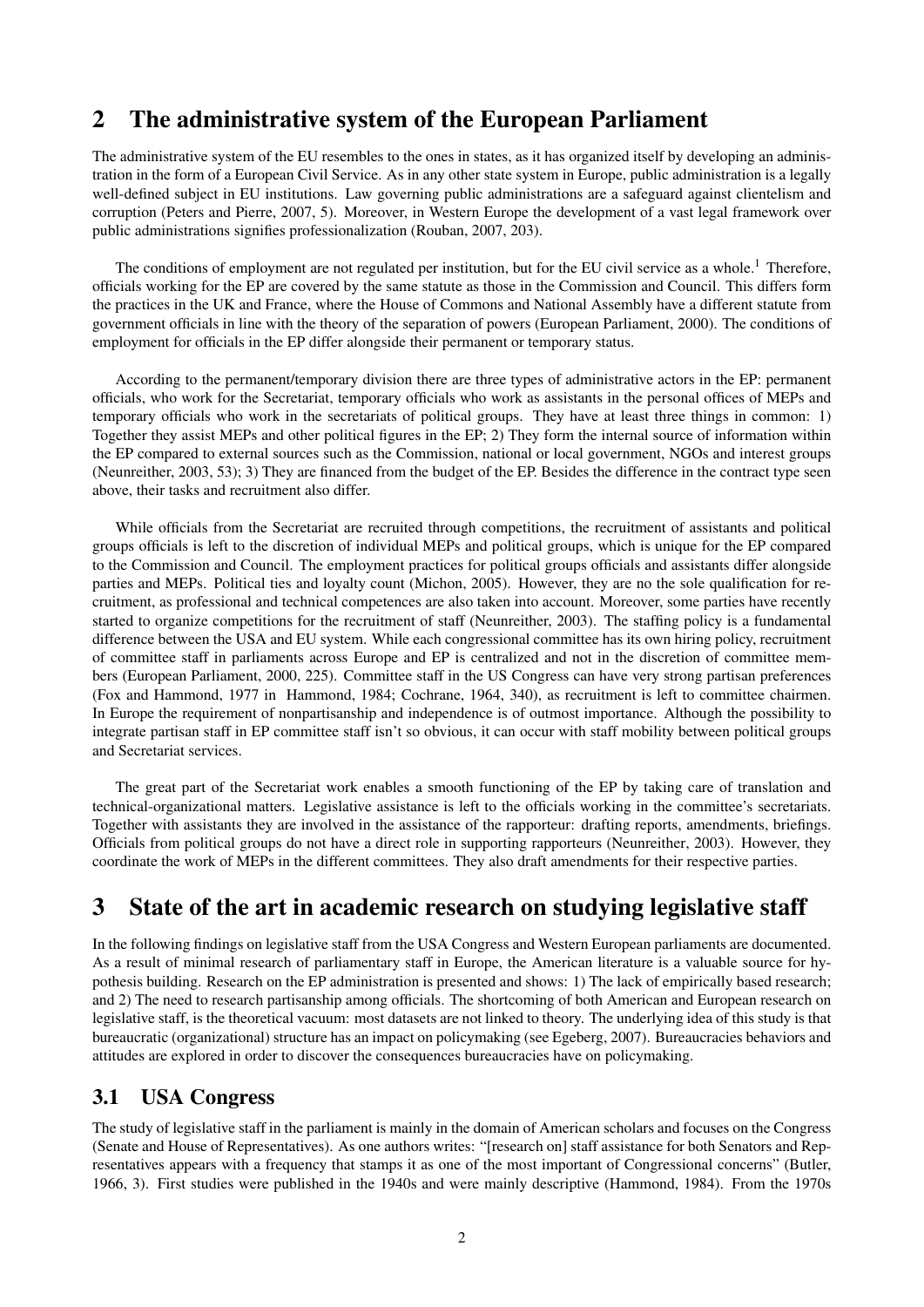## 2 The administrative system of the European Parliament

The administrative system of the EU resembles to the ones in states, as it has organized itself by developing an administration in the form of a European Civil Service. As in any other state system in Europe, public administration is a legally well-defined subject in EU institutions. Law governing public administrations are a safeguard against clientelism and corruption (Peters and Pierre, 2007, 5). Moreover, in Western Europe the development of a vast legal framework over public administrations signifies professionalization (Rouban, 2007, 203).

The conditions of employment are not regulated per institution, but for the EU civil service as a whole.[1] Therefore, officials working for the EP are covered by the same statute as those in the Commission and Council. This differs form the practices in the UK and France, where the House of Commons and National Assembly have a different statute from government officials in line with the theory of the separation of powers (European Parliament, 2000). The conditions of employment for officials in the EP differ alongside their permanent or temporary status.

According to the permanent/temporary division there are three types of administrative actors in the EP: permanent officials, who work for the Secretariat, temporary officials who work as assistants in the personal offices of MEPs and temporary officials who work in the secretariats of political groups. They have at least three things in common: 1) Together they assist MEPs and other political figures in the EP; 2) They form the internal source of information within the EP compared to external sources such as the Commission, national or local government, NGOs and interest groups (Neunreither, 2003, 53); 3) They are financed from the budget of the EP. Besides the difference in the contract type seen above, their tasks and recruitment also differ.

While officials from the Secretariat are recruited through competitions, the recruitment of assistants and political groups officials is left to the discretion of individual MEPs and political groups, which is unique for the EP compared to the Commission and Council. The employment practices for political groups officials and assistants differ alongside parties and MEPs. Political ties and loyalty count (Michon, 2005). However, they are no the sole qualification for recruitment, as professional and technical competences are also taken into account. Moreover, some parties have recently started to organize competitions for the recruitment of staff (Neunreither, 2003). The staffing policy is a fundamental difference between the USA and EU system. While each congressional committee has its own hiring policy, recruitment of committee staff in parliaments across Europe and EP is centralized and not in the discretion of committee members (European Parliament, 2000, 225). Committee staff in the US Congress can have very strong partisan preferences (Fox and Hammond, 1977 in Hammond, 1984; Cochrane, 1964, 340), as recruitment is left to committee chairmen. In Europe the requirement of nonpartisanship and independence is of outmost importance. Although the possibility to integrate partisan staff in EP committee staff isn't so obvious, it can occur with staff mobility between political groups and Secretariat services.

The great part of the Secretariat work enables a smooth functioning of the EP by taking care of translation and technical-organizational matters. Legislative assistance is left to the officials working in the committee's secretariats. Together with assistants they are involved in the assistance of the rapporteur: drafting reports, amendments, briefings. Officials from political groups do not have a direct role in supporting rapporteurs (Neunreither, 2003). However, they coordinate the work of MEPs in the different committees. They also draft amendments for their respective parties.

## 3 State of the art in academic research on studying legislative staff

In the following findings on legislative staff from the USA Congress and Western European parliaments are documented. As a result of minimal research of parliamentary staff in Europe, the American literature is a valuable source for hypothesis building. Research on the EP administration is presented and shows: 1) The lack of empirically based research; and 2) The need to research partisanship among officials. The shortcoming of both American and European research on legislative staff, is the theoretical vacuum: most datasets are not linked to theory. The underlying idea of this study is that bureaucratic (organizational) structure has an impact on policymaking (see Egeberg, 2007). Bureaucracies behaviors and attitudes are explored in order to discover the consequences bureaucracies have on policymaking.

### 3.1 USA Congress

The study of legislative staff in the parliament is mainly in the domain of American scholars and focuses on the Congress (Senate and House of Representatives). As one authors writes: "[research on] staff assistance for both Senators and Representatives appears with a frequency that stamps it as one of the most important of Congressional concerns" (Butler, 1966, 3). First studies were published in the 1940s and were mainly descriptive (Hammond, 1984). From the 1970s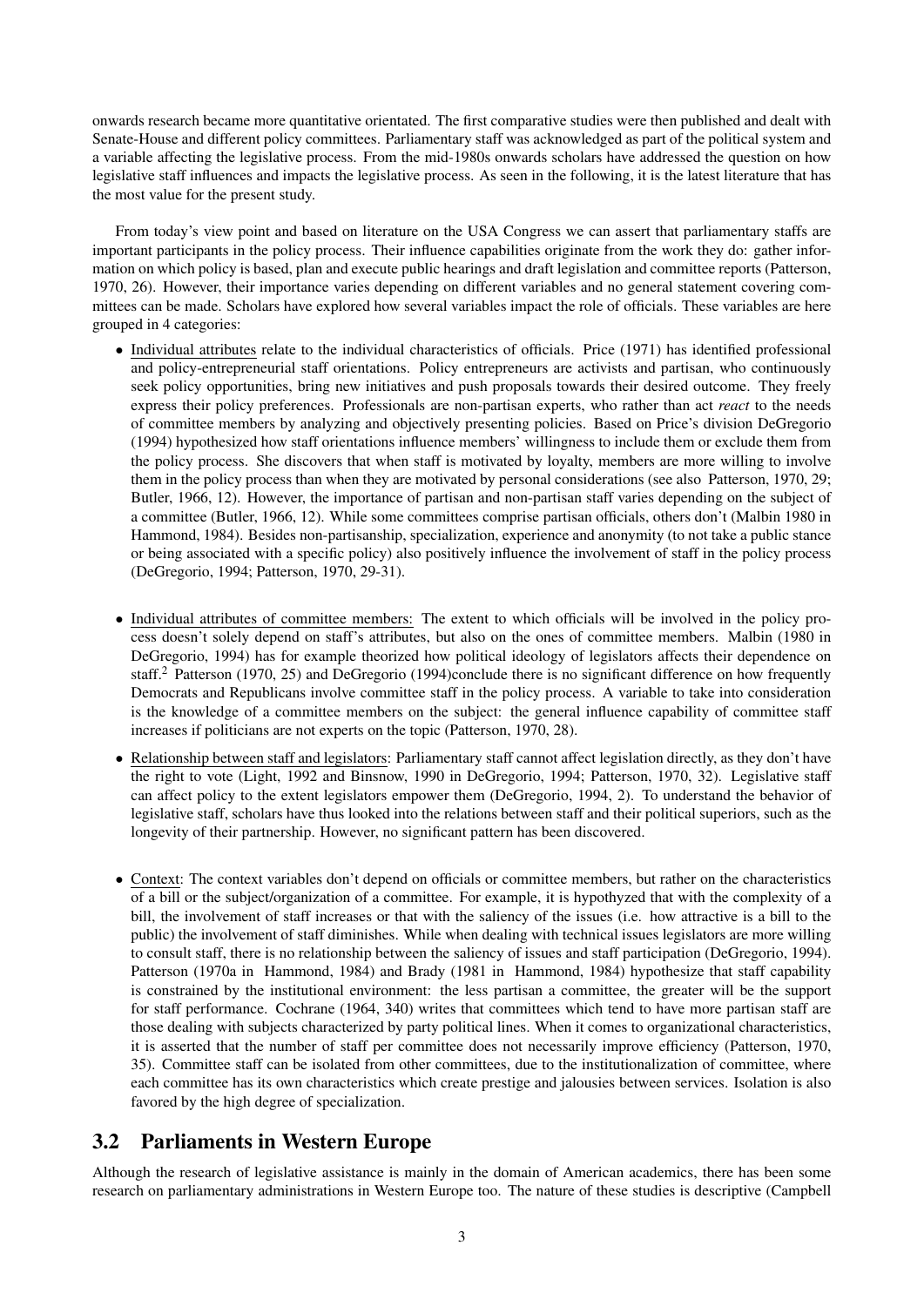onwards research became more quantitative orientated. The first comparative studies were then published and dealt with Senate-House and different policy committees. Parliamentary staff was acknowledged as part of the political system and a variable affecting the legislative process. From the mid-1980s onwards scholars have addressed the question on how legislative staff influences and impacts the legislative process. As seen in the following, it is the latest literature that has the most value for the present study.

From today's view point and based on literature on the USA Congress we can assert that parliamentary staffs are important participants in the policy process. Their influence capabilities originate from the work they do: gather information on which policy is based, plan and execute public hearings and draft legislation and committee reports (Patterson, 1970, 26). However, their importance varies depending on different variables and no general statement covering committees can be made. Scholars have explored how several variables impact the role of officials. These variables are here grouped in 4 categories:

- Individual attributes relate to the individual characteristics of officials. Price (1971) has identified professional and policy-entrepreneurial staff orientations. Policy entrepreneurs are activists and partisan, who continuously seek policy opportunities, bring new initiatives and push proposals towards their desired outcome. They freely express their policy preferences. Professionals are non-partisan experts, who rather than act *react* to the needs of committee members by analyzing and objectively presenting policies. Based on Price's division DeGregorio (1994) hypothesized how staff orientations influence members' willingness to include them or exclude them from the policy process. She discovers that when staff is motivated by loyalty, members are more willing to involve them in the policy process than when they are motivated by personal considerations (see also Patterson, 1970, 29; Butler, 1966, 12). However, the importance of partisan and non-partisan staff varies depending on the subject of a committee (Butler, 1966, 12). While some committees comprise partisan officials, others don't (Malbin 1980 in Hammond, 1984). Besides non-partisanship, specialization, experience and anonymity (to not take a public stance or being associated with a specific policy) also positively influence the involvement of staff in the policy process (DeGregorio, 1994; Patterson, 1970, 29-31).

- Individual attributes of committee members: The extent to which officials will be involved in the policy process doesn't solely depend on staff's attributes, but also on the ones of committee members. Malbin (1980 in DeGregorio, 1994) has for example theorized how political ideology of legislators affects their dependence on staff.[2] Patterson (1970, 25) and DeGregorio (1994)conclude there is no significant difference on how frequently Democrats and Republicans involve committee staff in the policy process. A variable to take into consideration is the knowledge of a committee members on the subject: the general influence capability of committee staff increases if politicians are not experts on the topic (Patterson, 1970, 28).

- Relationship between staff and legislators: Parliamentary staff cannot affect legislation directly, as they don't have the right to vote (Light, 1992 and Binsnow, 1990 in DeGregorio, 1994; Patterson, 1970, 32). Legislative staff can affect policy to the extent legislators empower them (DeGregorio, 1994, 2). To understand the behavior of legislative staff, scholars have thus looked into the relations between staff and their political superiors, such as the longevity of their partnership. However, no significant pattern has been discovered.

- Context: The context variables don't depend on officials or committee members, but rather on the characteristics of a bill or the subject/organization of a committee. For example, it is hypothyzed that with the complexity of a bill, the involvement of staff increases or that with the saliency of the issues (i.e. how attractive is a bill to the public) the involvement of staff diminishes. While when dealing with technical issues legislators are more willing to consult staff, there is no relationship between the saliency of issues and staff participation (DeGregorio, 1994). Patterson (1970a in Hammond, 1984) and Brady (1981 in Hammond, 1984) hypothesize that staff capability is constrained by the institutional environment: the less partisan a committee, the greater will be the support for staff performance. Cochrane (1964, 340) writes that committees which tend to have more partisan staff are those dealing with subjects characterized by party political lines. When it comes to organizational characteristics, it is asserted that the number of staff per committee does not necessarily improve efficiency (Patterson, 1970, 35). Committee staff can be isolated from other committees, due to the institutionalization of committee, where each committee has its own characteristics which create prestige and jalousies between services. Isolation is also favored by the high degree of specialization.

## 3.2 Parliaments in Western Europe

Although the research of legislative assistance is mainly in the domain of American academics, there has been some research on parliamentary administrations in Western Europe too. The nature of these studies is descriptive (Campbell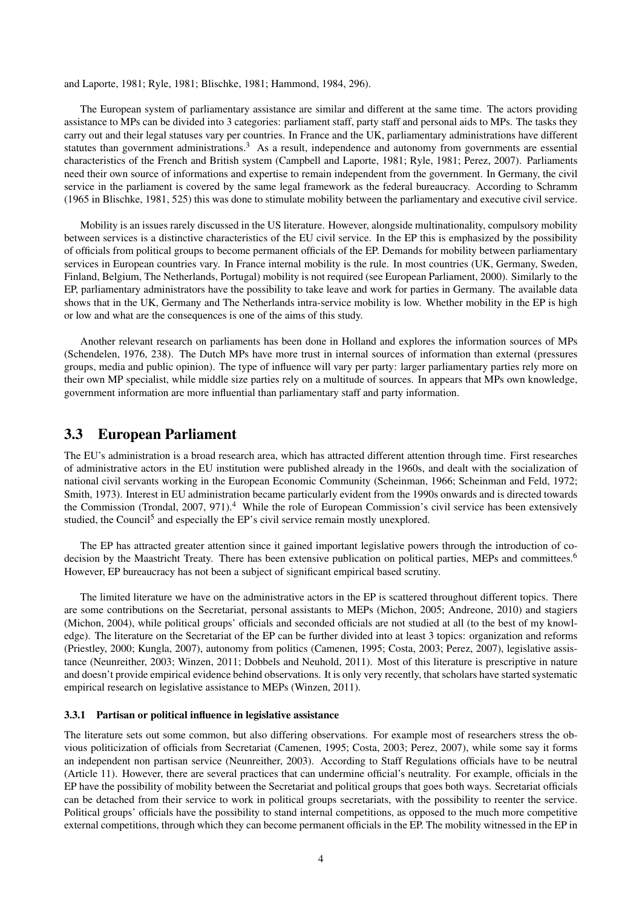and Laporte, 1981; Ryle, 1981; Blischke, 1981; Hammond, 1984, 296).

The European system of parliamentary assistance are similar and different at the same time. The actors providing assistance to MPs can be divided into 3 categories: parliament staff, party staff and personal aids to MPs. The tasks they carry out and their legal statuses vary per countries. In France and the UK, parliamentary administrations have different statutes than government administrations.[3] As a result, independence and autonomy from governments are essential characteristics of the French and British system (Campbell and Laporte, 1981; Ryle, 1981; Perez, 2007). Parliaments need their own source of informations and expertise to remain independent from the government. In Germany, the civil service in the parliament is covered by the same legal framework as the federal bureaucracy. According to Schramm (1965 in Blischke, 1981, 525) this was done to stimulate mobility between the parliamentary and executive civil service.

Mobility is an issues rarely discussed in the US literature. However, alongside multinationality, compulsory mobility between services is a distinctive characteristics of the EU civil service. In the EP this is emphasized by the possibility of officials from political groups to become permanent officials of the EP. Demands for mobility between parliamentary services in European countries vary. In France internal mobility is the rule. In most countries (UK, Germany, Sweden, Finland, Belgium, The Netherlands, Portugal) mobility is not required (see European Parliament, 2000). Similarly to the EP, parliamentary administrators have the possibility to take leave and work for parties in Germany. The available data shows that in the UK, Germany and The Netherlands intra-service mobility is low. Whether mobility in the EP is high or low and what are the consequences is one of the aims of this study.

Another relevant research on parliaments has been done in Holland and explores the information sources of MPs (Schendelen, 1976, 238). The Dutch MPs have more trust in internal sources of information than external (pressures groups, media and public opinion). The type of influence will vary per party: larger parliamentary parties rely more on their own MP specialist, while middle size parties rely on a multitude of sources. In appears that MPs own knowledge, government information are more influential than parliamentary staff and party information.

## 3.3 European Parliament

The EU's administration is a broad research area, which has attracted different attention through time. First researches of administrative actors in the EU institution were published already in the 1960s, and dealt with the socialization of national civil servants working in the European Economic Community (Scheinman, 1966; Scheinman and Feld, 1972; Smith, 1973). Interest in EU administration became particularly evident from the 1990s onwards and is directed towards the Commission (Trondal, 2007, 971).[4] While the role of European Commission's civil service has been extensively studied, the Council[5] and especially the EP's civil service remain mostly unexplored.

The EP has attracted greater attention since it gained important legislative powers through the introduction of co-decision by the Maastricht Treaty. There has been extensive publication on political parties, MEPs and committees.[6] However, EP bureaucracy has not been a subject of significant empirical based scrutiny.

The limited literature we have on the administrative actors in the EP is scattered throughout different topics. There are some contributions on the Secretariat, personal assistants to MEPs (Michon, 2005; Andreone, 2010) and stagiers (Michon, 2004), while political groups' officials and seconded officials are not studied at all (to the best of my knowledge). The literature on the Secretariat of the EP can be further divided into at least 3 topics: organization and reforms (Priestley, 2000; Kungla, 2007), autonomy from politics (Camenen, 1995; Costa, 2003; Perez, 2007), legislative assistance (Neunreither, 2003; Winzen, 2011; Dobbels and Neuhold, 2011). Most of this literature is prescriptive in nature and doesn't provide empirical evidence behind observations. It is only very recently, that scholars have started systematic empirical research on legislative assistance to MEPs (Winzen, 2011).

### 3.3.1 Partisan or political influence in legislative assistance

The literature sets out some common, but also differing observations. For example most of researchers stress the obvious politicization of officials from Secretariat (Camenen, 1995; Costa, 2003; Perez, 2007), while some say it forms an independent non partisan service (Neunreither, 2003). According to Staff Regulations officials have to be neutral (Article 11). However, there are several practices that can undermine official's neutrality. For example, officials in the EP have the possibility of mobility between the Secretariat and political groups that goes both ways. Secretariat officials can be detached from their service to work in political groups secretariats, with the possibility to reenter the service. Political groups' officials have the possibility to stand internal competitions, as opposed to the much more competitive external competitions, through which they can become permanent officials in the EP. The mobility witnessed in the EP in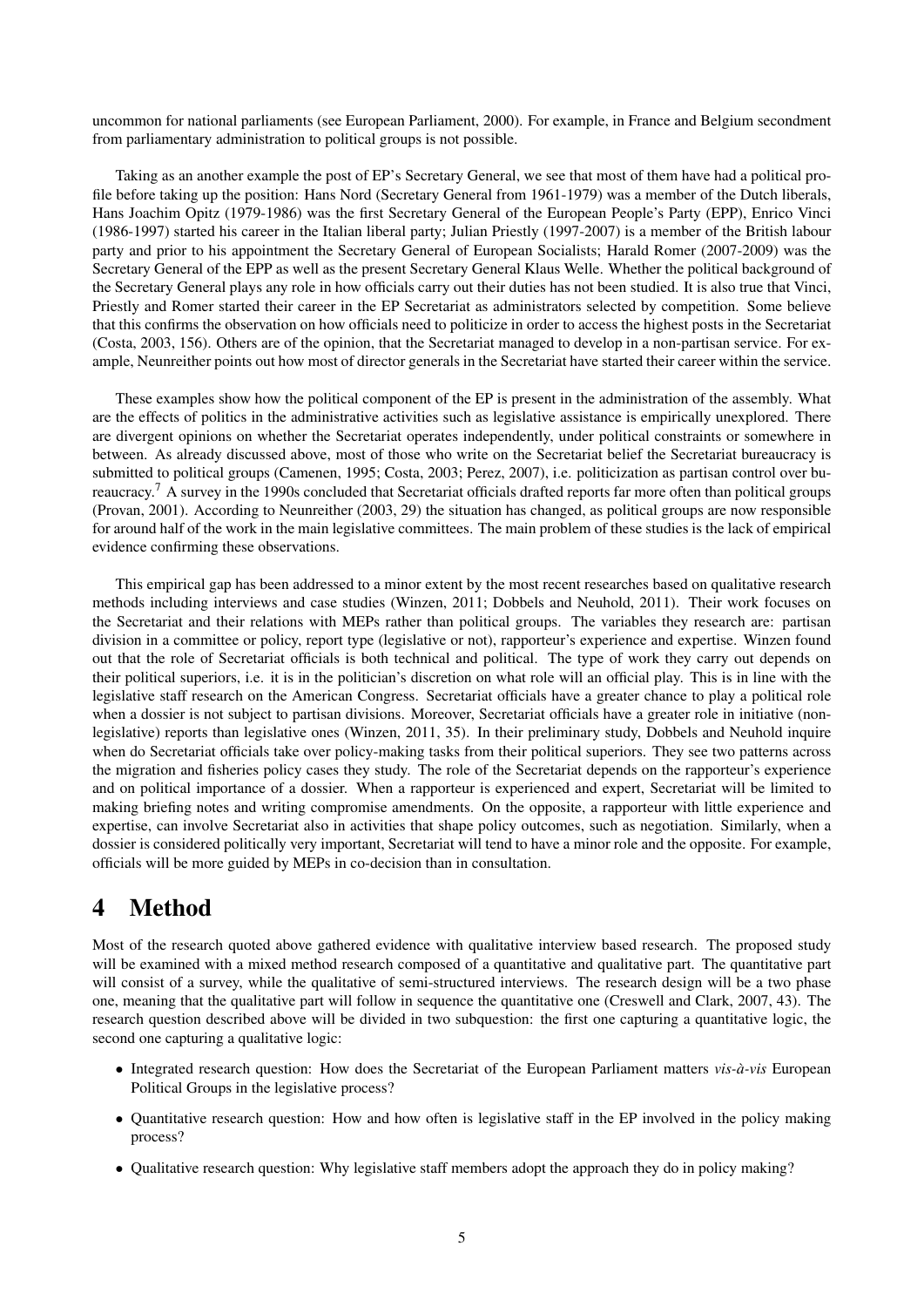uncommon for national parliaments (see European Parliament, 2000). For example, in France and Belgium secondment from parliamentary administration to political groups is not possible.

Taking as an another example the post of EP's Secretary General, we see that most of them have had a political profile before taking up the position: Hans Nord (Secretary General from 1961-1979) was a member of the Dutch liberals, Hans Joachim Opitz (1979-1986) was the first Secretary General of the European People's Party (EPP), Enrico Vinci (1986-1997) started his career in the Italian liberal party; Julian Priestly (1997-2007) is a member of the British labour party and prior to his appointment the Secretary General of European Socialists; Harald Romer (2007-2009) was the Secretary General of the EPP as well as the present Secretary General Klaus Welle. Whether the political background of the Secretary General plays any role in how officials carry out their duties has not been studied. It is also true that Vinci, Priestly and Romer started their career in the EP Secretariat as administrators selected by competition. Some believe that this confirms the observation on how officials need to politicize in order to access the highest posts in the Secretariat (Costa, 2003, 156). Others are of the opinion, that the Secretariat managed to develop in a non-partisan service. For example, Neunreither points out how most of director generals in the Secretariat have started their career within the service.

These examples show how the political component of the EP is present in the administration of the assembly. What are the effects of politics in the administrative activities such as legislative assistance is empirically unexplored. There are divergent opinions on whether the Secretariat operates independently, under political constraints or somewhere in between. As already discussed above, most of those who write on the Secretariat belief the Secretariat bureaucracy is submitted to political groups (Camenen, 1995; Costa, 2003; Perez, 2007), i.e. politicization as partisan control over bureaucracy.[7] A survey in the 1990s concluded that Secretariat officials drafted reports far more often than political groups (Provan, 2001). According to Neunreither (2003, 29) the situation has changed, as political groups are now responsible for around half of the work in the main legislative committees. The main problem of these studies is the lack of empirical evidence confirming these observations.

This empirical gap has been addressed to a minor extent by the most recent researches based on qualitative research methods including interviews and case studies (Winzen, 2011; Dobbels and Neuhold, 2011). Their work focuses on the Secretariat and their relations with MEPs rather than political groups. The variables they research are: partisan division in a committee or policy, report type (legislative or not), rapporteur's experience and expertise. Winzen found out that the role of Secretariat officials is both technical and political. The type of work they carry out depends on their political superiors, i.e. it is in the politician's discretion on what role will an official play. This is in line with the legislative staff research on the American Congress. Secretariat officials have a greater chance to play a political role when a dossier is not subject to partisan divisions. Moreover, Secretariat officials have a greater role in initiative (non-legislative) reports than legislative ones (Winzen, 2011, 35). In their preliminary study, Dobbels and Neuhold inquire when do Secretariat officials take over policy-making tasks from their political superiors. They see two patterns across the migration and fisheries policy cases they study. The role of the Secretariat depends on the rapporteur's experience and on political importance of a dossier. When a rapporteur is experienced and expert, Secretariat will be limited to making briefing notes and writing compromise amendments. On the opposite, a rapporteur with little experience and expertise, can involve Secretariat also in activities that shape policy outcomes, such as negotiation. Similarly, when a dossier is considered politically very important, Secretariat will tend to have a minor role and the opposite. For example, officials will be more guided by MEPs in co-decision than in consultation.

# 4 Method

Most of the research quoted above gathered evidence with qualitative interview based research. The proposed study will be examined with a mixed method research composed of a quantitative and qualitative part. The quantitative part will consist of a survey, while the qualitative of semi-structured interviews. The research design will be a two phase one, meaning that the qualitative part will follow in sequence the quantitative one (Creswell and Clark, 2007, 43). The research question described above will be divided in two subquestion: the first one capturing a quantitative logic, the second one capturing a qualitative logic:

- Integrated research question: How does the Secretariat of the European Parliament matters *vis-à-vis* European Political Groups in the legislative process?
- Quantitative research question: How and how often is legislative staff in the EP involved in the policy making process?
- Qualitative research question: Why legislative staff members adopt the approach they do in policy making?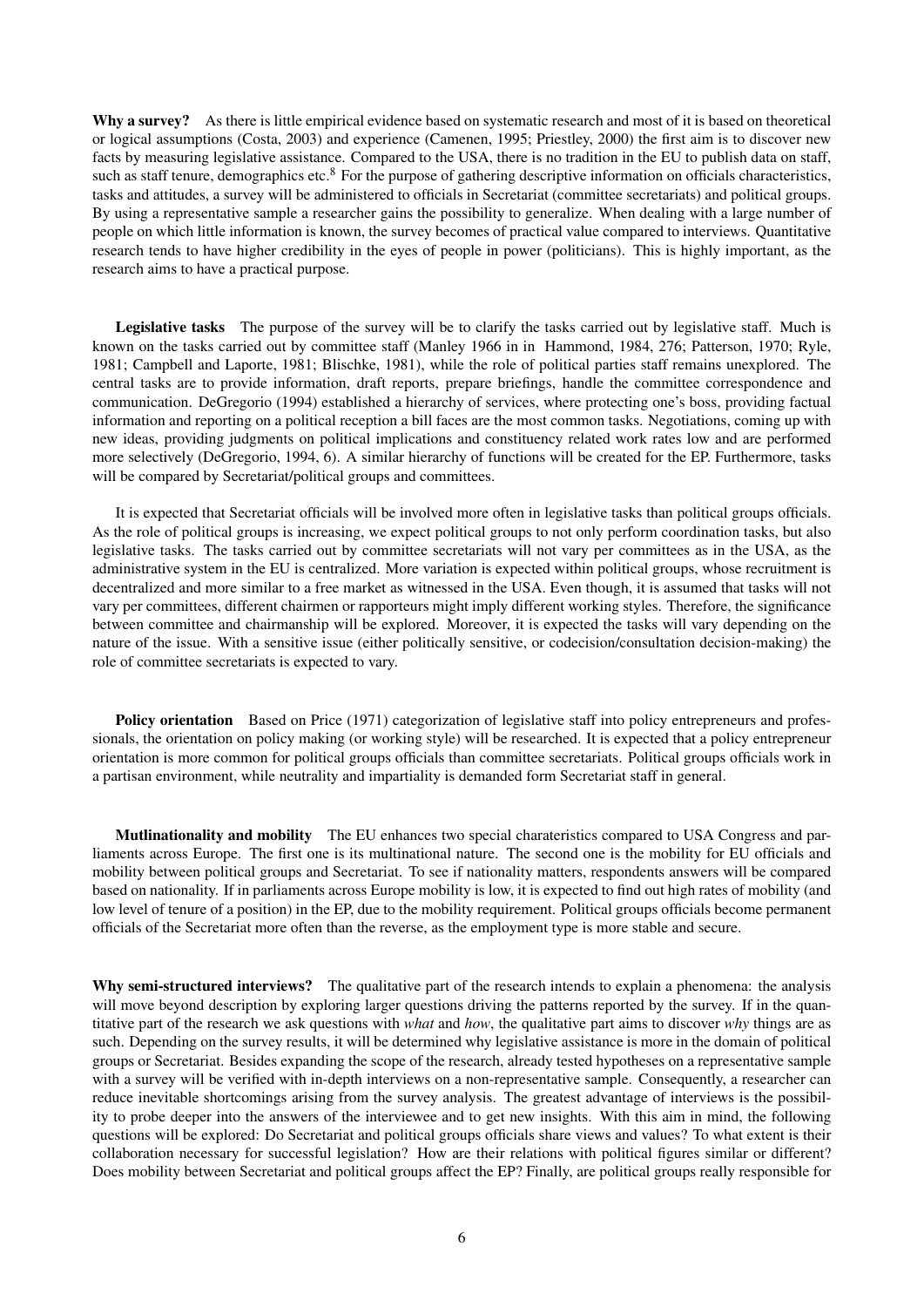**Why a survey?** As there is little empirical evidence based on systematic research and most of it is based on theoretical or logical assumptions (Costa, 2003) and experience (Camenen, 1995; Priestley, 2000) the first aim is to discover new facts by measuring legislative assistance. Compared to the USA, there is no tradition in the EU to publish data on staff, such as staff tenure, demographics etc.[8] For the purpose of gathering descriptive information on officials characteristics, tasks and attitudes, a survey will be administered to officials in Secretariat (committee secretariats) and political groups. By using a representative sample a researcher gains the possibility to generalize. When dealing with a large number of people on which little information is known, the survey becomes of practical value compared to interviews. Quantitative research tends to have higher credibility in the eyes of people in power (politicians). This is highly important, as the research aims to have a practical purpose.

**Legislative tasks** The purpose of the survey will be to clarify the tasks carried out by legislative staff. Much is known on the tasks carried out by committee staff (Manley 1966 in in Hammond, 1984, 276; Patterson, 1970; Ryle, 1981; Campbell and Laporte, 1981; Blischke, 1981), while the role of political parties staff remains unexplored. The central tasks are to provide information, draft reports, prepare briefings, handle the committee correspondence and communication. DeGregorio (1994) established a hierarchy of services, where protecting one's boss, providing factual information and reporting on a political reception a bill faces are the most common tasks. Negotiations, coming up with new ideas, providing judgments on political implications and constituency related work rates low and are performed more selectively (DeGregorio, 1994, 6). A similar hierarchy of functions will be created for the EP. Furthermore, tasks will be compared by Secretariat/political groups and committees.

It is expected that Secretariat officials will be involved more often in legislative tasks than political groups officials. As the role of political groups is increasing, we expect political groups to not only perform coordination tasks, but also legislative tasks. The tasks carried out by committee secretariats will not vary per committees as in the USA, as the administrative system in the EU is centralized. More variation is expected within political groups, whose recruitment is decentralized and more similar to a free market as witnessed in the USA. Even though, it is assumed that tasks will not vary per committees, different chairmen or rapporteurs might imply different working styles. Therefore, the significance between committee and chairmanship will be explored. Moreover, it is expected the tasks will vary depending on the nature of the issue. With a sensitive issue (either politically sensitive, or codecision/consultation decision-making) the role of committee secretariats is expected to vary.

**Policy orientation** Based on Price (1971) categorization of legislative staff into policy entrepreneurs and professionals, the orientation on policy making (or working style) will be researched. It is expected that a policy entrepreneur orientation is more common for political groups officials than committee secretariats. Political groups officials work in a partisan environment, while neutrality and impartiality is demanded form Secretariat staff in general.

**Mutlinationality and mobility** The EU enhances two special charateristics compared to USA Congress and parliaments across Europe. The first one is its multinational nature. The second one is the mobility for EU officials and mobility between political groups and Secretariat. To see if nationality matters, respondents answers will be compared based on nationality. If in parliaments across Europe mobility is low, it is expected to find out high rates of mobility (and low level of tenure of a position) in the EP, due to the mobility requirement. Political groups officials become permanent officials of the Secretariat more often than the reverse, as the employment type is more stable and secure.

**Why semi-structured interviews?** The qualitative part of the research intends to explain a phenomena: the analysis will move beyond description by exploring larger questions driving the patterns reported by the survey. If in the quantitative part of the research we ask questions with *what* and *how*, the qualitative part aims to discover *why* things are as such. Depending on the survey results, it will be determined why legislative assistance is more in the domain of political groups or Secretariat. Besides expanding the scope of the research, already tested hypotheses on a representative sample with a survey will be verified with in-depth interviews on a non-representative sample. Consequently, a researcher can reduce inevitable shortcomings arising from the survey analysis. The greatest advantage of interviews is the possibility to probe deeper into the answers of the interviewee and to get new insights. With this aim in mind, the following questions will be explored: Do Secretariat and political groups officials share views and values? To what extent is their collaboration necessary for successful legislation? How are their relations with political figures similar or different? Does mobility between Secretariat and political groups affect the EP? Finally, are political groups really responsible for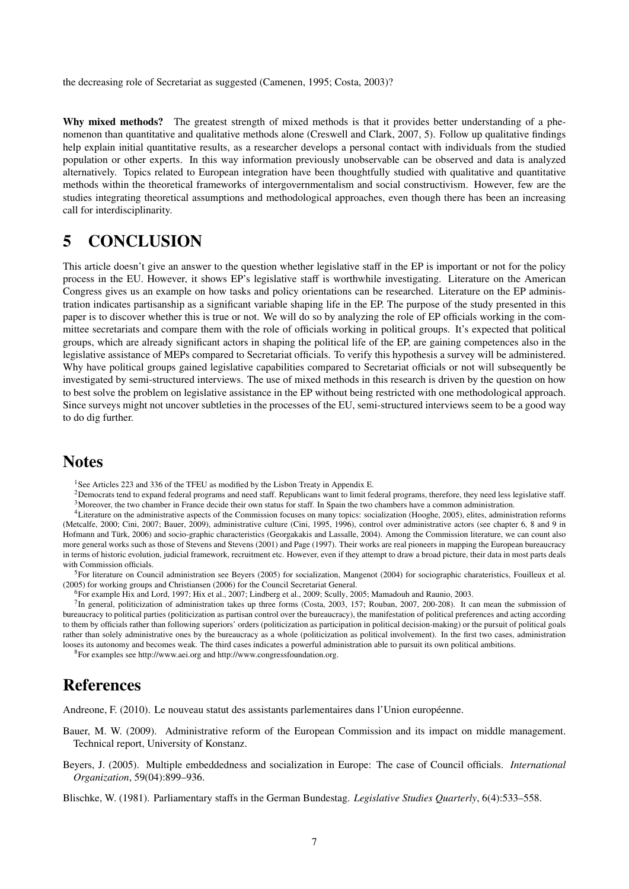the decreasing role of Secretariat as suggested (Camenen, 1995; Costa, 2003)?

**Why mixed methods?** The greatest strength of mixed methods is that it provides better understanding of a phenomenon than quantitative and qualitative methods alone (Creswell and Clark, 2007, 5). Follow up qualitative findings help explain initial quantitative results, as a researcher develops a personal contact with individuals from the studied population or other experts. In this way information previously unobservable can be observed and data is analyzed alternatively. Topics related to European integration have been thoughtfully studied with qualitative and quantitative methods within the theoretical frameworks of intergovernmentalism and social constructivism. However, few are the studies integrating theoretical assumptions and methodological approaches, even though there has been an increasing call for interdisciplinarity.

# 5 CONCLUSION

This article doesn't give an answer to the question whether legislative staff in the EP is important or not for the policy process in the EU. However, it shows EP's legislative staff is worthwhile investigating. Literature on the American Congress gives us an example on how tasks and policy orientations can be researched. Literature on the EP administration indicates partisanship as a significant variable shaping life in the EP. The purpose of the study presented in this paper is to discover whether this is true or not. We will do so by analyzing the role of EP officials working in the committee secretariats and compare them with the role of officials working in political groups. It's expected that political groups, which are already significant actors in shaping the political life of the EP, are gaining competences also in the legislative assistance of MEPs compared to Secretariat officials. To verify this hypothesis a survey will be administered. Why have political groups gained legislative capabilities compared to Secretariat officials or not will subsequently be investigated by semi-structured interviews. The use of mixed methods in this research is driven by the question on how to best solve the problem on legislative assistance in the EP without being restricted with one methodological approach. Since surveys might not uncover subtleties in the processes of the EU, semi-structured interviews seem to be a good way to do dig further.

# Notes

[1]See Articles 223 and 336 of the TFEU as modified by the Lisbon Treaty in Appendix E.

[2]Democrats tend to expand federal programs and need staff. Republicans want to limit federal programs, therefore, they need less legislative staff.

[3]Moreover, the two chamber in France decide their own status for staff. In Spain the two chambers have a common administration.

[4]Literature on the administrative aspects of the Commission focuses on many topics: socialization (Hooghe, 2005), elites, administration reforms (Metcalfe, 2000; Cini, 2007; Bauer, 2009), administrative culture (Cini, 1995, 1996), control over administrative actors (see chapter 6, 8 and 9 in Hofmann and Türk, 2006) and socio-graphic characteristics (Georgakakis and Lassalle, 2004). Among the Commission literature, we can count also more general works such as those of Stevens and Stevens (2001) and Page (1997). Their works are real pioneers in mapping the European bureaucracy in terms of historic evolution, judicial framework, recruitment etc. However, even if they attempt to draw a broad picture, their data in most parts deals with Commission officials.

[5]For literature on Council administration see Beyers (2005) for socialization, Mangenot (2004) for sociographic charateristics, Fouilleux et al. (2005) for working groups and Christiansen (2006) for the Council Secretariat General.

[6]For example Hix and Lord, 1997; Hix et al., 2007; Lindberg et al., 2009; Scully, 2005; Mamadouh and Raunio, 2003.

[7]In general, politicization of administration takes up three forms (Costa, 2003, 157; Rouban, 2007, 200-208). It can mean the submission of bureaucracy to political parties (politicization as partisan control over the bureaucracy), the manifestation of political preferences and acting according to them by officials rather than following superiors' orders (politicization as participation in political decision-making) or the pursuit of political goals rather than solely administrative ones by the bureaucracy as a whole (politicization as political involvement). In the first two cases, administration looses its autonomy and becomes weak. The third cases indicates a powerful administration able to pursuit its own political ambitions.

[8]For examples see http://www.aei.org and http://www.congressfoundation.org.

# References

Andreone, F. (2010). Le nouveau statut des assistants parlementaires dans l'Union européenne.

Bauer, M. W. (2009). Administrative reform of the European Commission and its impact on middle management. Technical report, University of Konstanz.

Beyers, J. (2005). Multiple embeddedness and socialization in Europe: The case of Council officials. *International Organization*, 59(04):899–936.

Blischke, W. (1981). Parliamentary staffs in the German Bundestag. *Legislative Studies Quarterly*, 6(4):533–558.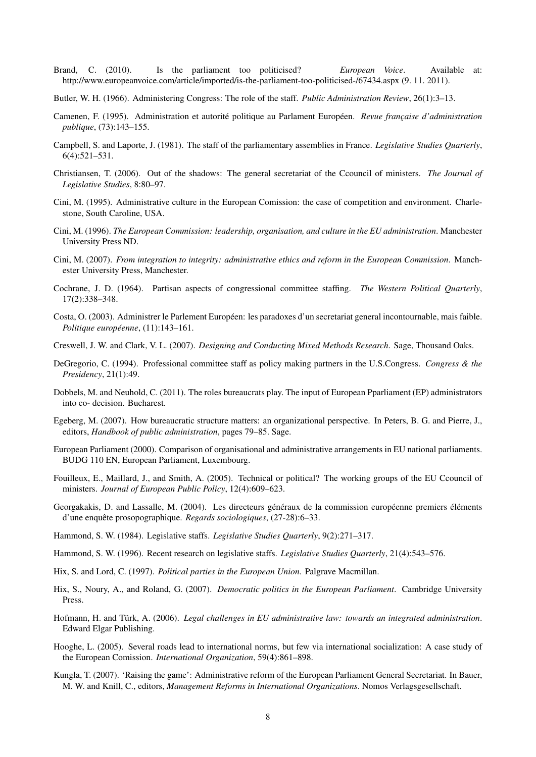Brand, C. (2010). Is the parliament too politicised? *European Voice*. Available at: http://www.europeanvoice.com/article/imported/is-the-parliament-too-politicised-/67434.aspx (9. 11. 2011).

Butler, W. H. (1966). Administering Congress: The role of the staff. *Public Administration Review*, 26(1):3–13.

Camenen, F. (1995). Administration et autorité politique au Parlament Européen. *Revue française d'administration publique*, (73):143–155.

Campbell, S. and Laporte, J. (1981). The staff of the parliamentary assemblies in France. *Legislative Studies Quarterly*, 6(4):521–531.

Christiansen, T. (2006). Out of the shadows: The general secretariat of the Ccouncil of ministers. *The Journal of Legislative Studies*, 8:80–97.

Cini, M. (1995). Administrative culture in the European Comission: the case of competition and environment. Charlestone, South Caroline, USA.

Cini, M. (1996). *The European Commission: leadership, organisation, and culture in the EU administration*. Manchester University Press ND.

Cini, M. (2007). *From integration to integrity: administrative ethics and reform in the European Commission*. Manchester University Press, Manchester.

Cochrane, J. D. (1964). Partisan aspects of congressional committee staffing. *The Western Political Quarterly*, 17(2):338–348.

Costa, O. (2003). Administrer le Parlement Européen: les paradoxes d'un secretariat general incontournable, mais faible. *Politique européenne*, (11):143–161.

Creswell, J. W. and Clark, V. L. (2007). *Designing and Conducting Mixed Methods Research*. Sage, Thousand Oaks.

DeGregorio, C. (1994). Professional committee staff as policy making partners in the U.S.Congress. *Congress & the Presidency*, 21(1):49.

Dobbels, M. and Neuhold, C. (2011). The roles bureaucrats play. The input of European Pparliament (EP) administrators into co- decision. Bucharest.

Egeberg, M. (2007). How bureaucratic structure matters: an organizational perspective. In Peters, B. G. and Pierre, J., editors, *Handbook of public administration*, pages 79–85. Sage.

European Parliament (2000). Comparison of organisational and administrative arrangements in EU national parliaments. BUDG 110 EN, European Parliament, Luxembourg.

Fouilleux, E., Maillard, J., and Smith, A. (2005). Technical or political? The working groups of the EU Ccouncil of ministers. *Journal of European Public Policy*, 12(4):609–623.

Georgakakis, D. and Lassalle, M. (2004). Les directeurs généraux de la commission européenne premiers éléments d'une enquête prosopographique. *Regards sociologiques*, (27-28):6–33.

Hammond, S. W. (1984). Legislative staffs. *Legislative Studies Quarterly*, 9(2):271–317.

Hammond, S. W. (1996). Recent research on legislative staffs. *Legislative Studies Quarterly*, 21(4):543–576.

Hix, S. and Lord, C. (1997). *Political parties in the European Union*. Palgrave Macmillan.

Hix, S., Noury, A., and Roland, G. (2007). *Democratic politics in the European Parliament*. Cambridge University Press.

Hofmann, H. and Türk, A. (2006). *Legal challenges in EU administrative law: towards an integrated administration*. Edward Elgar Publishing.

Hooghe, L. (2005). Several roads lead to international norms, but few via international socialization: A case study of the European Comission. *International Organization*, 59(4):861–898.

Kungla, T. (2007). 'Raising the game': Administrative reform of the European Parliament General Secretariat. In Bauer, M. W. and Knill, C., editors, *Management Reforms in International Organizations*. Nomos Verlagsgesellschaft.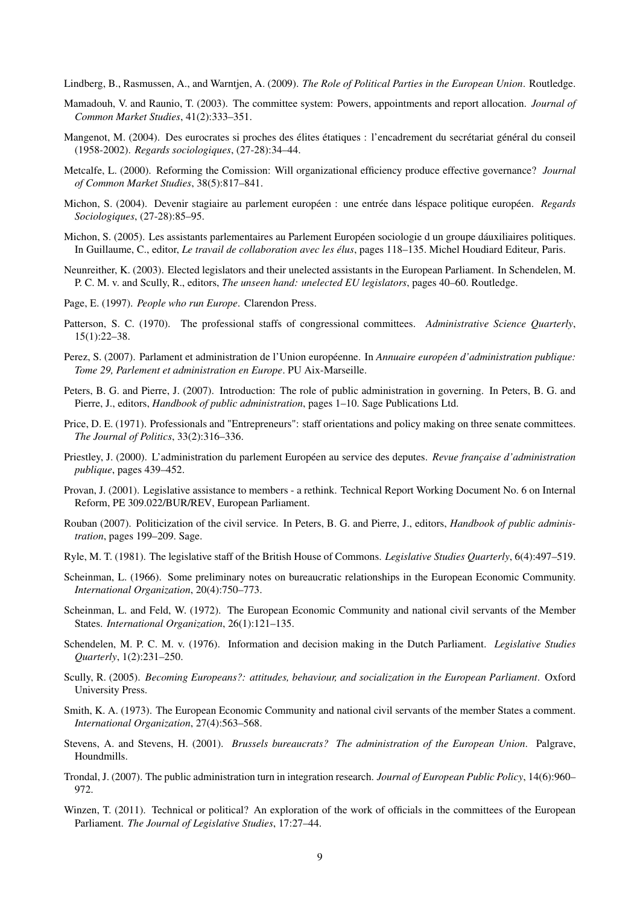Lindberg, B., Rasmussen, A., and Warntjen, A. (2009). *The Role of Political Parties in the European Union*. Routledge.

Mamadouh, V. and Raunio, T. (2003). The committee system: Powers, appointments and report allocation. *Journal of Common Market Studies*, 41(2):333–351.

Mangenot, M. (2004). Des eurocrates si proches des élites étatiques : l'encadrement du secrétariat général du conseil (1958-2002). *Regards sociologiques*, (27-28):34–44.

Metcalfe, L. (2000). Reforming the Comission: Will organizational efficiency produce effective governance? *Journal of Common Market Studies*, 38(5):817–841.

Michon, S. (2004). Devenir stagiaire au parlement européen : une entrée dans léspace politique européen. *Regards Sociologiques*, (27-28):85–95.

Michon, S. (2005). Les assistants parlementaires au Parlement Européen sociologie d un groupe dáuxiliaires politiques. In Guillaume, C., editor, *Le travail de collaboration avec les élus*, pages 118–135. Michel Houdiard Editeur, Paris.

Neunreither, K. (2003). Elected legislators and their unelected assistants in the European Parliament. In Schendelen, M. P. C. M. v. and Scully, R., editors, *The unseen hand: unelected EU legislators*, pages 40–60. Routledge.

Page, E. (1997). *People who run Europe*. Clarendon Press.

Patterson, S. C. (1970). The professional staffs of congressional committees. *Administrative Science Quarterly*, 15(1):22–38.

Perez, S. (2007). Parlament et administration de l'Union européenne. In *Annuaire européen d'administration publique: Tome 29, Parlement et administration en Europe*. PU Aix-Marseille.

Peters, B. G. and Pierre, J. (2007). Introduction: The role of public administration in governing. In Peters, B. G. and Pierre, J., editors, *Handbook of public administration*, pages 1–10. Sage Publications Ltd.

Price, D. E. (1971). Professionals and "Entrepreneurs": staff orientations and policy making on three senate committees. *The Journal of Politics*, 33(2):316–336.

Priestley, J. (2000). L'administration du parlement Européen au service des deputes. *Revue française d'administration publique*, pages 439–452.

Provan, J. (2001). Legislative assistance to members - a rethink. Technical Report Working Document No. 6 on Internal Reform, PE 309.022/BUR/REV, European Parliament.

Rouban (2007). Politicization of the civil service. In Peters, B. G. and Pierre, J., editors, *Handbook of public administration*, pages 199–209. Sage.

Ryle, M. T. (1981). The legislative staff of the British House of Commons. *Legislative Studies Quarterly*, 6(4):497–519.

Scheinman, L. (1966). Some preliminary notes on bureaucratic relationships in the European Economic Community. *International Organization*, 20(4):750–773.

Scheinman, L. and Feld, W. (1972). The European Economic Community and national civil servants of the Member States. *International Organization*, 26(1):121–135.

Schendelen, M. P. C. M. v. (1976). Information and decision making in the Dutch Parliament. *Legislative Studies Quarterly*, 1(2):231–250.

Scully, R. (2005). *Becoming Europeans?: attitudes, behaviour, and socialization in the European Parliament*. Oxford University Press.

Smith, K. A. (1973). The European Economic Community and national civil servants of the member States a comment. *International Organization*, 27(4):563–568.

Stevens, A. and Stevens, H. (2001). *Brussels bureaucrats? The administration of the European Union*. Palgrave, Houndmills.

Trondal, J. (2007). The public administration turn in integration research. *Journal of European Public Policy*, 14(6):960–972.

Winzen, T. (2011). Technical or political? An exploration of the work of officials in the committees of the European Parliament. *The Journal of Legislative Studies*, 17:27–44.